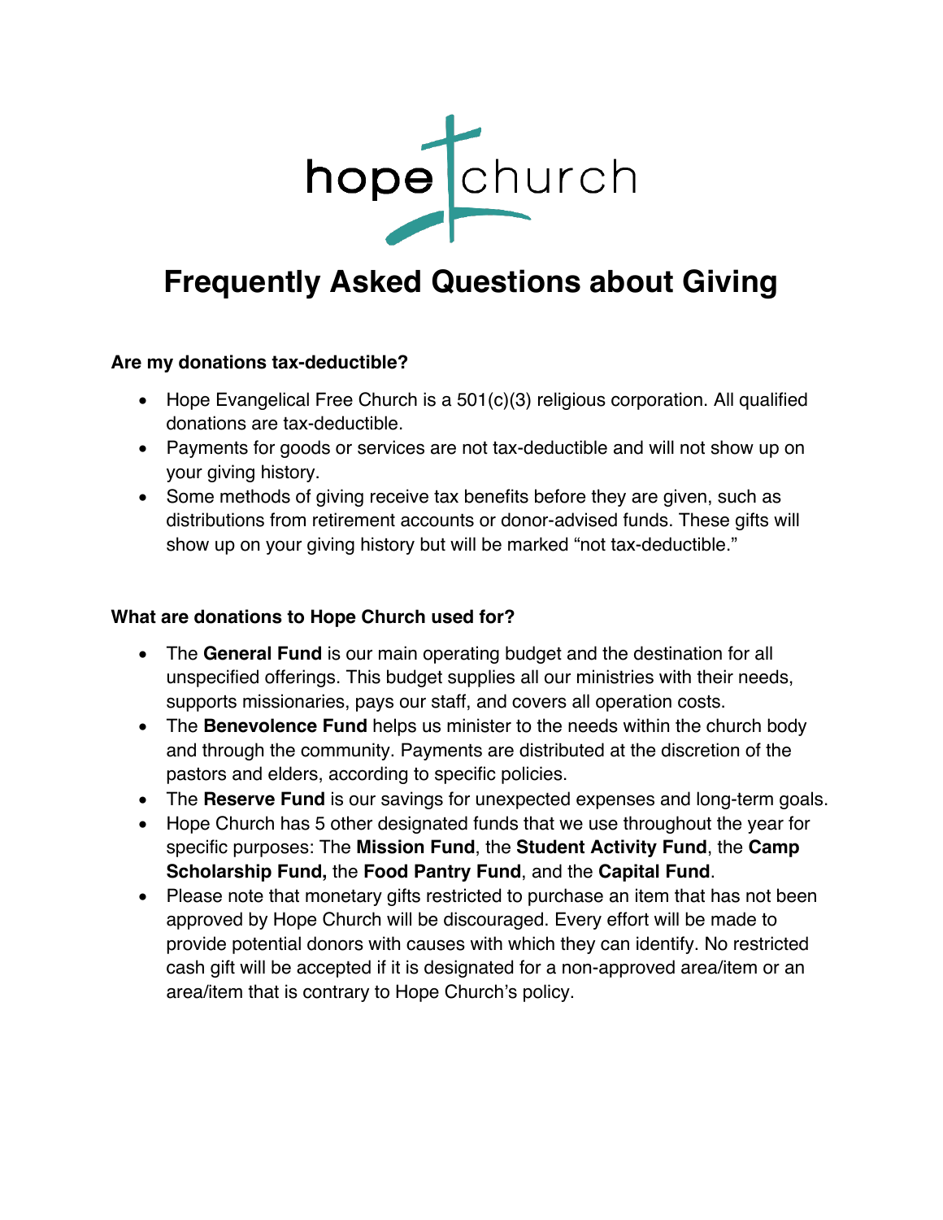hope church

# Frequently Asked Questions about Giving

### Are my donations tax-deductible?

- Hope Evangelical Free Church is a 501(c)(3) religious corporation. All qualified donations are tax-deductible.
- Payments for goods or services are not tax-deductible and will not show up on your giving history.
- Some methods of giving receive tax benefits before they are given, such as distributions from retirement accounts or donor-advised funds. These gifts will show up on your giving history but will be marked "not tax-deductible."

### What are donations to Hope Church used for?

- The **General Fund** is our main operating budget and the destination for all unspecified offerings. This budget supplies all our ministries with their needs, supports missionaries, pays our staff, and covers all operation costs.
- The **Benevolence Fund** helps us minister to the needs within the church body and through the community. Payments are distributed at the discretion of the pastors and elders, according to specific policies.
- The **Reserve Fund** is our savings for unexpected expenses and long-term goals.
- Hope Church has 5 other designated funds that we use throughout the year for specific purposes: The **Mission Fund**, the **Student Activity Fund**, the **Camp Scholarship Fund,** the **Food Pantry Fund**, and the **Capital Fund**.
- Please note that monetary gifts restricted to purchase an item that has not been approved by Hope Church will be discouraged. Every effort will be made to provide potential donors with causes with which they can identify. No restricted cash gift will be accepted if it is designated for a non-approved area/item or an area/item that is contrary to Hope Church's policy.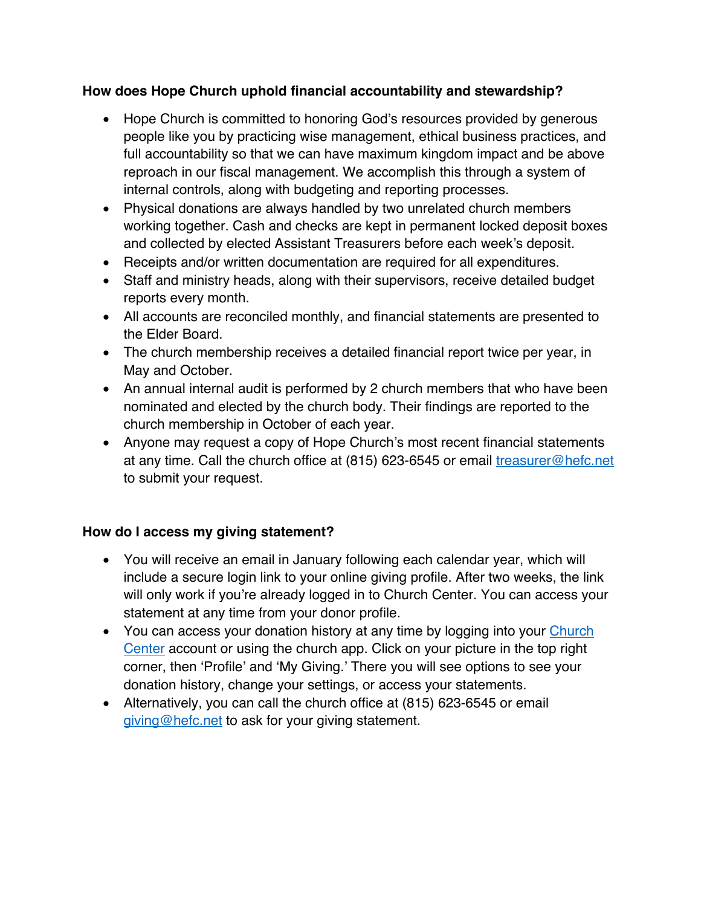**How does Hope Church uphold financial accountability and stewardship?**

- Hope Church is committed to honoring God's resources provided by generous people like you by practicing wise management, ethical business practices, and full accountability so that we can have maximum kingdom impact and be above reproach in our fiscal management. We accomplish this through a system of internal controls, along with budgeting and reporting processes.
- Physical donations are always handled by two unrelated church members working together. Cash and checks are kept in permanent locked deposit boxes and collected by elected Assistant Treasurers before each week's deposit.
- Receipts and/or written documentation are required for all expenditures.
- Staff and ministry heads, along with their supervisors, receive detailed budget reports every month.
- All accounts are reconciled monthly, and financial statements are presented to the Elder Board.
- The church membership receives a detailed financial report twice per year, in May and October.
- An annual internal audit is performed by 2 church members that who have been nominated and elected by the church body. Their findings are reported to the church membership in October of each year.
- Anyone may request a copy of Hope Church's most recent financial statements at any time. Call the church office at (815) 623-6545 or email [treasurer@hefc.net](mailto:treasurer@hefc.net) to submit your request.

**How do I access my giving statement?**

- You will receive an email in January following each calendar year, which will include a secure login link to your online giving profile. After two weeks, the link will only work if you're already logged in to Church Center. You can access your statement at any time from your donor profile.
- You can access your donation history at any time by logging into your [Church Center]() account or using the church app. Click on your picture in the top right corner, then 'Profile' and 'My Giving.' There you will see options to see your donation history, change your settings, or access your statements.
- Alternatively, you can call the church office at (815) 623-6545 or email [giving@hefc.net](mailto:giving@hefc.net) to ask for your giving statement.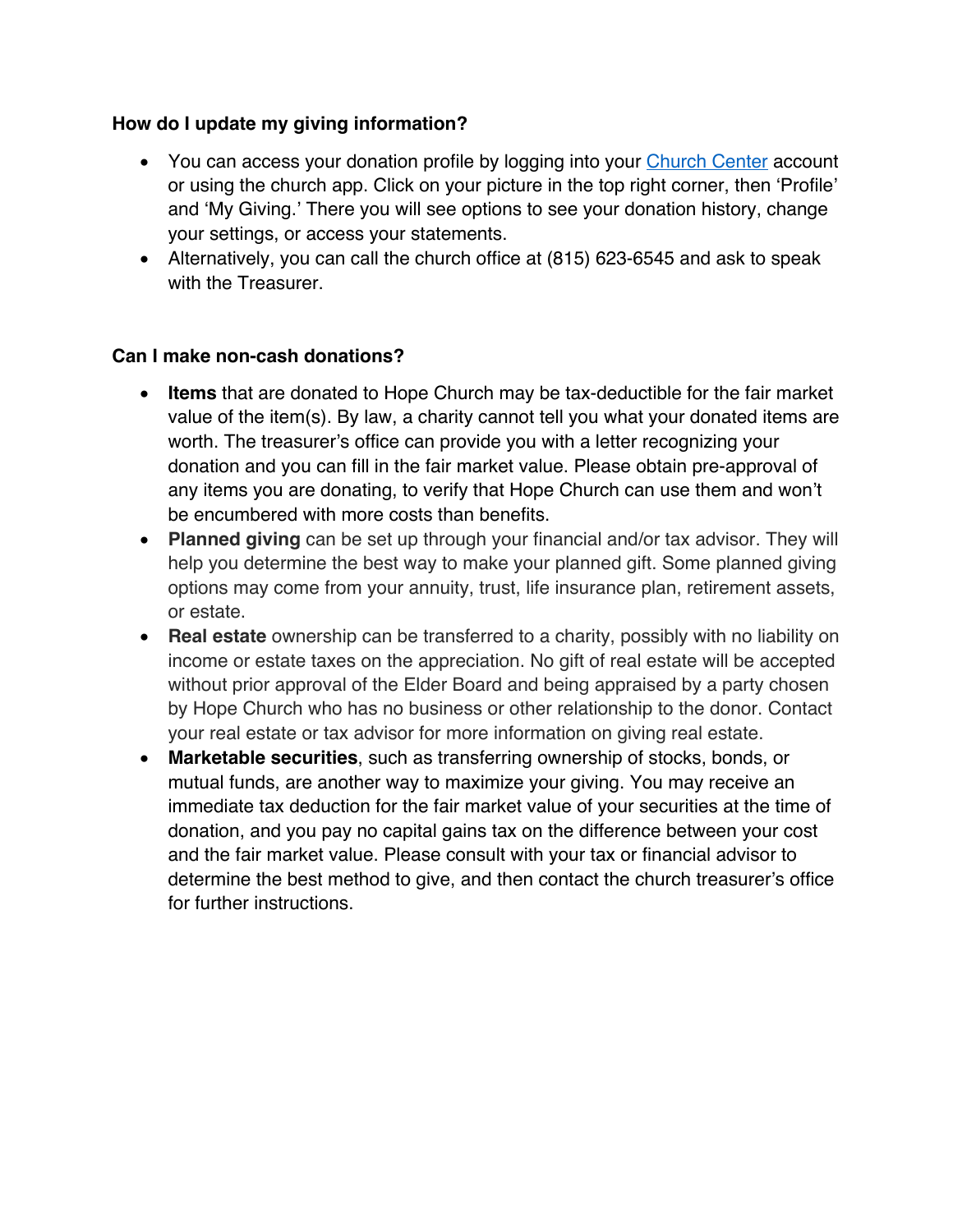**How do I update my giving information?**

- You can access your donation profile by logging into your [Church Center] account or using the church app. Click on your picture in the top right corner, then 'Profile' and 'My Giving.' There you will see options to see your donation history, change your settings, or access your statements.
- Alternatively, you can call the church office at (815) 623-6545 and ask to speak with the Treasurer.

**Can I make non-cash donations?**

- **Items** that are donated to Hope Church may be tax-deductible for the fair market value of the item(s). By law, a charity cannot tell you what your donated items are worth. The treasurer's office can provide you with a letter recognizing your donation and you can fill in the fair market value. Please obtain pre-approval of any items you are donating, to verify that Hope Church can use them and won't be encumbered with more costs than benefits.
- **Planned giving** can be set up through your financial and/or tax advisor. They will help you determine the best way to make your planned gift. Some planned giving options may come from your annuity, trust, life insurance plan, retirement assets, or estate.
- **Real estate** ownership can be transferred to a charity, possibly with no liability on income or estate taxes on the appreciation. No gift of real estate will be accepted without prior approval of the Elder Board and being appraised by a party chosen by Hope Church who has no business or other relationship to the donor. Contact your real estate or tax advisor for more information on giving real estate.
- **Marketable securities**, such as transferring ownership of stocks, bonds, or mutual funds, are another way to maximize your giving. You may receive an immediate tax deduction for the fair market value of your securities at the time of donation, and you pay no capital gains tax on the difference between your cost and the fair market value. Please consult with your tax or financial advisor to determine the best method to give, and then contact the church treasurer's office for further instructions.